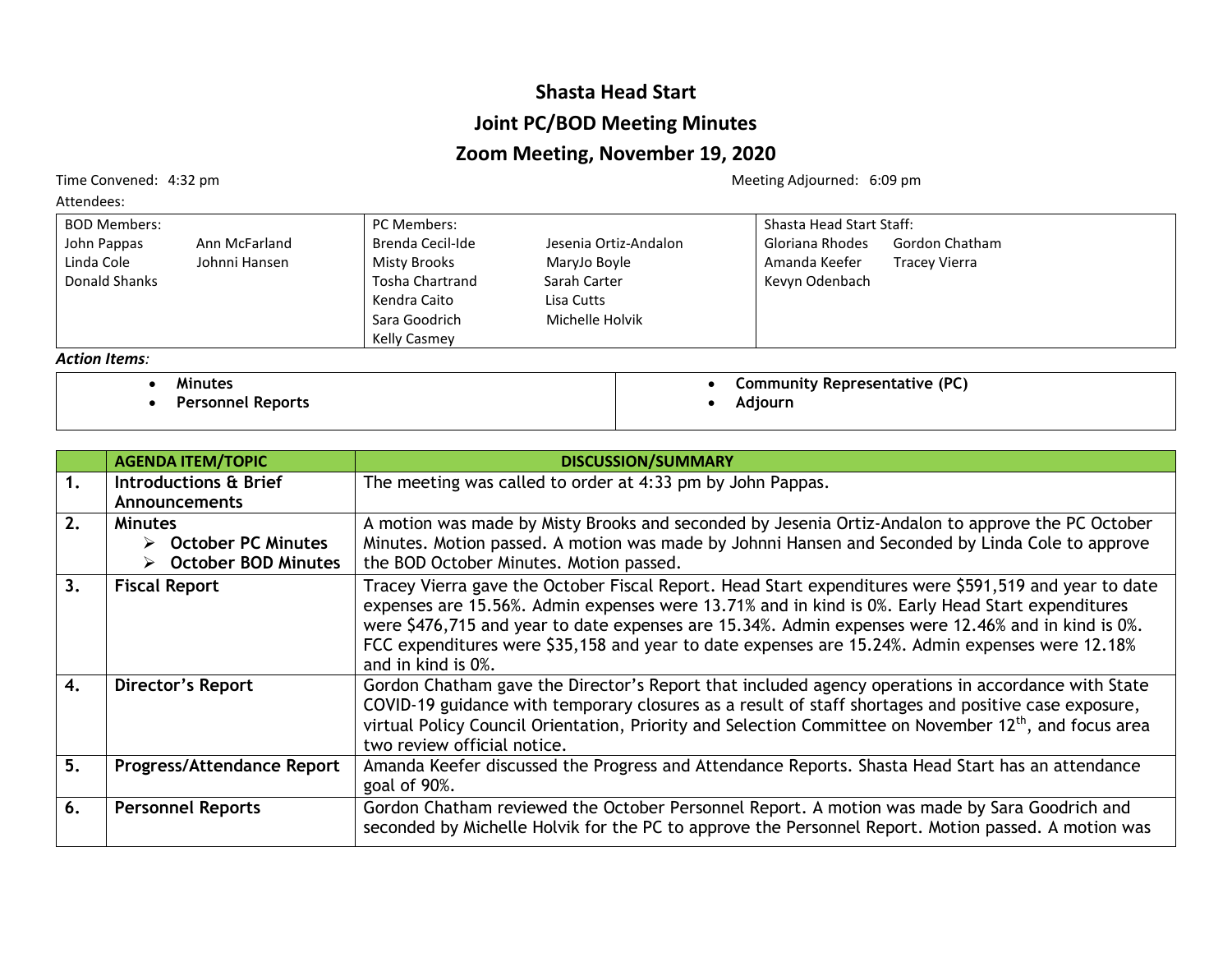# Shasta Head Start

## Joint PC/BOD Meeting Minutes

## Zoom Meeting, November 19, 2020

Time Convened: 4:32 pm

Meeting Adjourned: 6:09 pm

Attendees:

| BOD Members: | | PC Members: | | Shasta Head Start Staff: | |
|---|---|---|---|---|---|
| John Pappas | Ann McFarland | Brenda Cecil-Ide | Jesenia Ortiz-Andalon | Gloriana Rhodes | Gordon Chatham |
| Linda Cole | Johnni Hansen | Misty Brooks | MaryJo Boyle | Amanda Keefer | Tracey Vierra |
| Donald Shanks | | Tosha Chartrand | Sarah Carter | Kevyn Odenbach | |
| | | Kendra Caito | Lisa Cutts | | |
| | | Sara Goodrich | Michelle Holvik | | |
| | | Kelly Casmey | | | |

*Action Items:*

- **Minutes**
- **Personnel Reports**
- **Community Representative (PC)**
- **Adjourn**

| | AGENDA ITEM/TOPIC | DISCUSSION/SUMMARY |
|---|---|---|
| 1. | **Introductions & Brief Announcements** | The meeting was called to order at 4:33 pm by John Pappas. |
| 2. | **Minutes**<br>➢ **October PC Minutes**<br>➢ **October BOD Minutes** | A motion was made by Misty Brooks and seconded by Jesenia Ortiz-Andalon to approve the PC October Minutes. Motion passed. A motion was made by Johnni Hansen and Seconded by Linda Cole to approve the BOD October Minutes. Motion passed. |
| 3. | **Fiscal Report** | Tracey Vierra gave the October Fiscal Report. Head Start expenditures were $591,519 and year to date expenses are 15.56%. Admin expenses were 13.71% and in kind is 0%. Early Head Start expenditures were $476,715 and year to date expenses are 15.34%. Admin expenses were 12.46% and in kind is 0%. FCC expenditures were $35,158 and year to date expenses are 15.24%. Admin expenses were 12.18% and in kind is 0%. |
| 4. | **Director's Report** | Gordon Chatham gave the Director's Report that included agency operations in accordance with State COVID-19 guidance with temporary closures as a result of staff shortages and positive case exposure, virtual Policy Council Orientation, Priority and Selection Committee on November 12th, and focus area two review official notice. |
| 5. | **Progress/Attendance Report** | Amanda Keefer discussed the Progress and Attendance Reports. Shasta Head Start has an attendance goal of 90%. |
| 6. | **Personnel Reports** | Gordon Chatham reviewed the October Personnel Report. A motion was made by Sara Goodrich and seconded by Michelle Holvik for the PC to approve the Personnel Report. Motion passed. A motion was |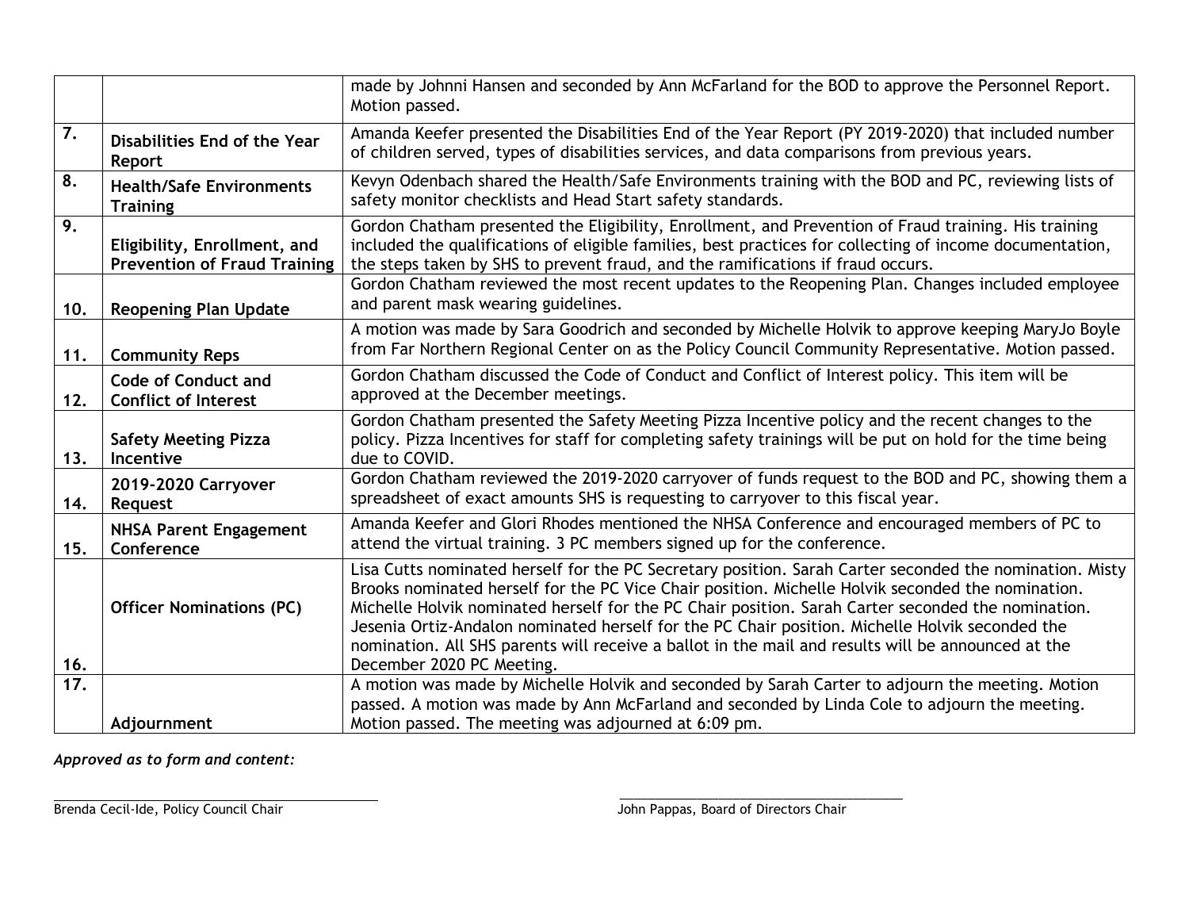| | | |
|---|---|---|
| | | made by Johnni Hansen and seconded by Ann McFarland for the BOD to approve the Personnel Report. Motion passed. |
| 7. | **Disabilities End of the Year Report** | Amanda Keefer presented the Disabilities End of the Year Report (PY 2019-2020) that included number of children served, types of disabilities services, and data comparisons from previous years. |
| 8. | **Health/Safe Environments Training** | Kevyn Odenbach shared the Health/Safe Environments training with the BOD and PC, reviewing lists of safety monitor checklists and Head Start safety standards. |
| 9. | **Eligibility, Enrollment, and Prevention of Fraud Training** | Gordon Chatham presented the Eligibility, Enrollment, and Prevention of Fraud training. His training included the qualifications of eligible families, best practices for collecting of income documentation, the steps taken by SHS to prevent fraud, and the ramifications if fraud occurs. |
| 10. | **Reopening Plan Update** | Gordon Chatham reviewed the most recent updates to the Reopening Plan. Changes included employee and parent mask wearing guidelines. |
| 11. | **Community Reps** | A motion was made by Sara Goodrich and seconded by Michelle Holvik to approve keeping MaryJo Boyle from Far Northern Regional Center on as the Policy Council Community Representative. Motion passed. |
| 12. | **Code of Conduct and Conflict of Interest** | Gordon Chatham discussed the Code of Conduct and Conflict of Interest policy. This item will be approved at the December meetings. |
| 13. | **Safety Meeting Pizza Incentive** | Gordon Chatham presented the Safety Meeting Pizza Incentive policy and the recent changes to the policy. Pizza Incentives for staff for completing safety trainings will be put on hold for the time being due to COVID. |
| 14. | **2019-2020 Carryover Request** | Gordon Chatham reviewed the 2019-2020 carryover of funds request to the BOD and PC, showing them a spreadsheet of exact amounts SHS is requesting to carryover to this fiscal year. |
| 15. | **NHSA Parent Engagement Conference** | Amanda Keefer and Glori Rhodes mentioned the NHSA Conference and encouraged members of PC to attend the virtual training. 3 PC members signed up for the conference. |
| 16. | **Officer Nominations (PC)** | Lisa Cutts nominated herself for the PC Secretary position. Sarah Carter seconded the nomination. Misty Brooks nominated herself for the PC Vice Chair position. Michelle Holvik seconded the nomination. Michelle Holvik nominated herself for the PC Chair position. Sarah Carter seconded the nomination. Jesenia Ortiz-Andalon nominated herself for the PC Chair position. Michelle Holvik seconded the nomination. All SHS parents will receive a ballot in the mail and results will be announced at the December 2020 PC Meeting. |
| 17. | **Adjournment** | A motion was made by Michelle Holvik and seconded by Sarah Carter to adjourn the meeting. Motion passed. A motion was made by Ann McFarland and seconded by Linda Cole to adjourn the meeting. Motion passed. The meeting was adjourned at 6:09 pm. |

***Approved as to form and content:***

\_\_\_\_\_\_\_\_\_\_\_\_\_\_\_\_\_\_\_\_\_\_\_\_\_\_\_\_\_\_\_\_\_\_\_\_\_\_\_\_
Brenda Cecil-Ide, Policy Council Chair

\_\_\_\_\_\_\_\_\_\_\_\_\_\_\_\_\_\_\_\_\_\_\_\_\_\_\_\_\_\_\_\_\_\_\_\_\_\_\_\_
John Pappas, Board of Directors Chair